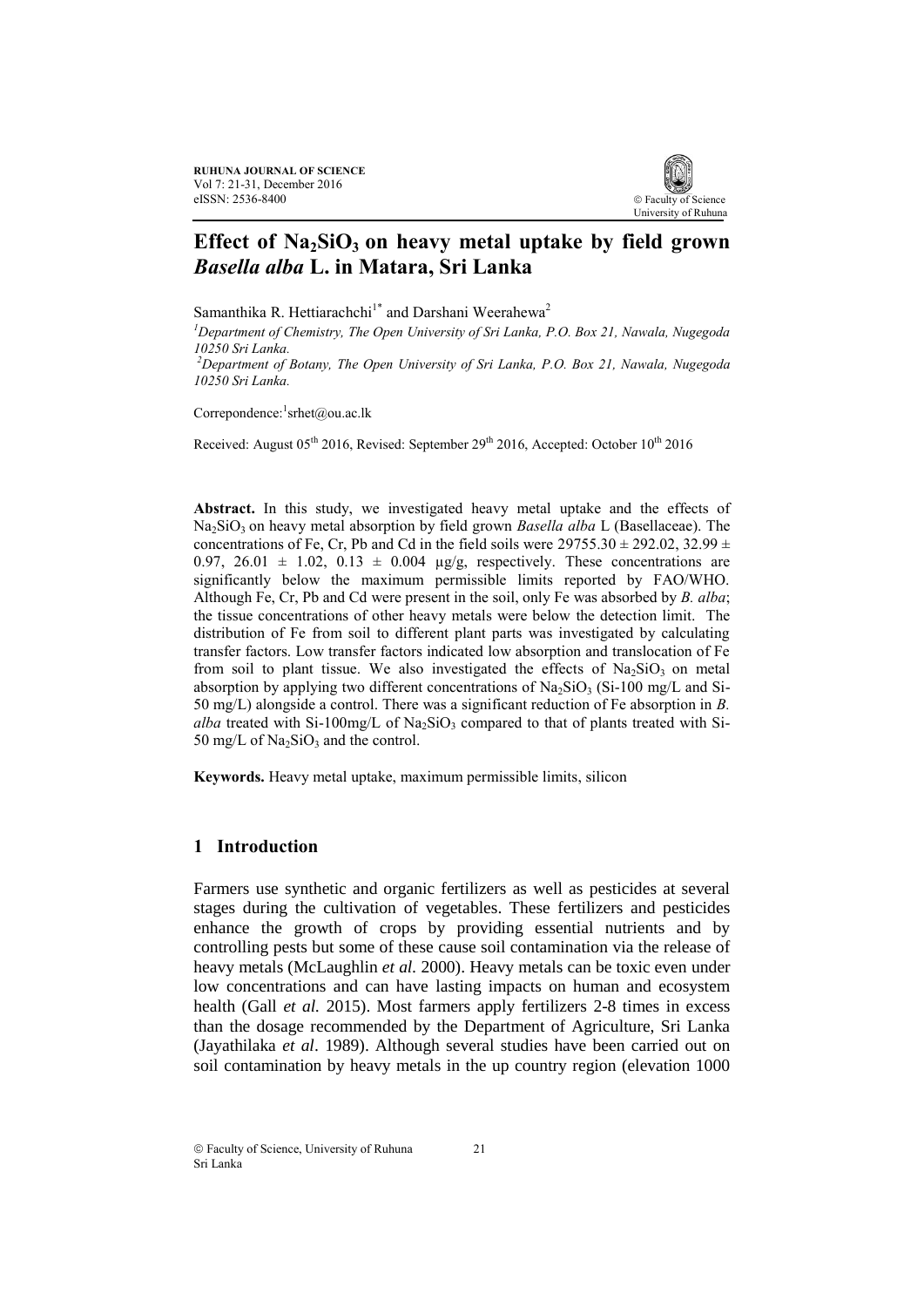# Effect of $Na_2SiO_3$ on heavy metal uptake by field grown *Basella alba* L. in Matara, Sri Lanka

Samanthika R. Hettiarachchi[1*] and Darshani Weerahewa[2]

[1]*Department of Chemistry, The Open University of Sri Lanka, P.O. Box 21, Nawala, Nugegoda 10250 Sri Lanka.*

[2]*Department of Botany, The Open University of Sri Lanka, P.O. Box 21, Nawala, Nugegoda 10250 Sri Lanka.*

Correpondence:[1]srhet@ou.ac.lk

Received: August 05th 2016, Revised: September 29th 2016, Accepted: October 10th 2016

**Abstract.** In this study, we investigated heavy metal uptake and the effects of $Na_2SiO_3$ on heavy metal absorption by field grown *Basella alba* L (Basellaceae). The concentrations of Fe, Cr, Pb and Cd in the field soils were $29755.30 \pm 292.02$, $32.99 \pm 0.97$, $26.01 \pm 1.02$, $0.13 \pm 0.004$ µg/g, respectively. These concentrations are significantly below the maximum permissible limits reported by FAO/WHO. Although Fe, Cr, Pb and Cd were present in the soil, only Fe was absorbed by *B. alba*; the tissue concentrations of other heavy metals were below the detection limit. The distribution of Fe from soil to different plant parts was investigated by calculating transfer factors. Low transfer factors indicated low absorption and translocation of Fe from soil to plant tissue. We also investigated the effects of $Na_2SiO_3$ on metal absorption by applying two different concentrations of $Na_2SiO_3$ (Si-100 mg/L and Si-50 mg/L) alongside a control. There was a significant reduction of Fe absorption in *B. alba* treated with Si-100mg/L of $Na_2SiO_3$ compared to that of plants treated with Si-50 mg/L of $Na_2SiO_3$ and the control.

**Keywords.** Heavy metal uptake, maximum permissible limits, silicon

## 1 Introduction

Farmers use synthetic and organic fertilizers as well as pesticides at several stages during the cultivation of vegetables. These fertilizers and pesticides enhance the growth of crops by providing essential nutrients and by controlling pests but some of these cause soil contamination via the release of heavy metals (McLaughlin *et al.* 2000). Heavy metals can be toxic even under low concentrations and can have lasting impacts on human and ecosystem health (Gall *et al.* 2015). Most farmers apply fertilizers 2-8 times in excess than the dosage recommended by the Department of Agriculture, Sri Lanka (Jayathilaka *et al*. 1989). Although several studies have been carried out on soil contamination by heavy metals in the up country region (elevation 1000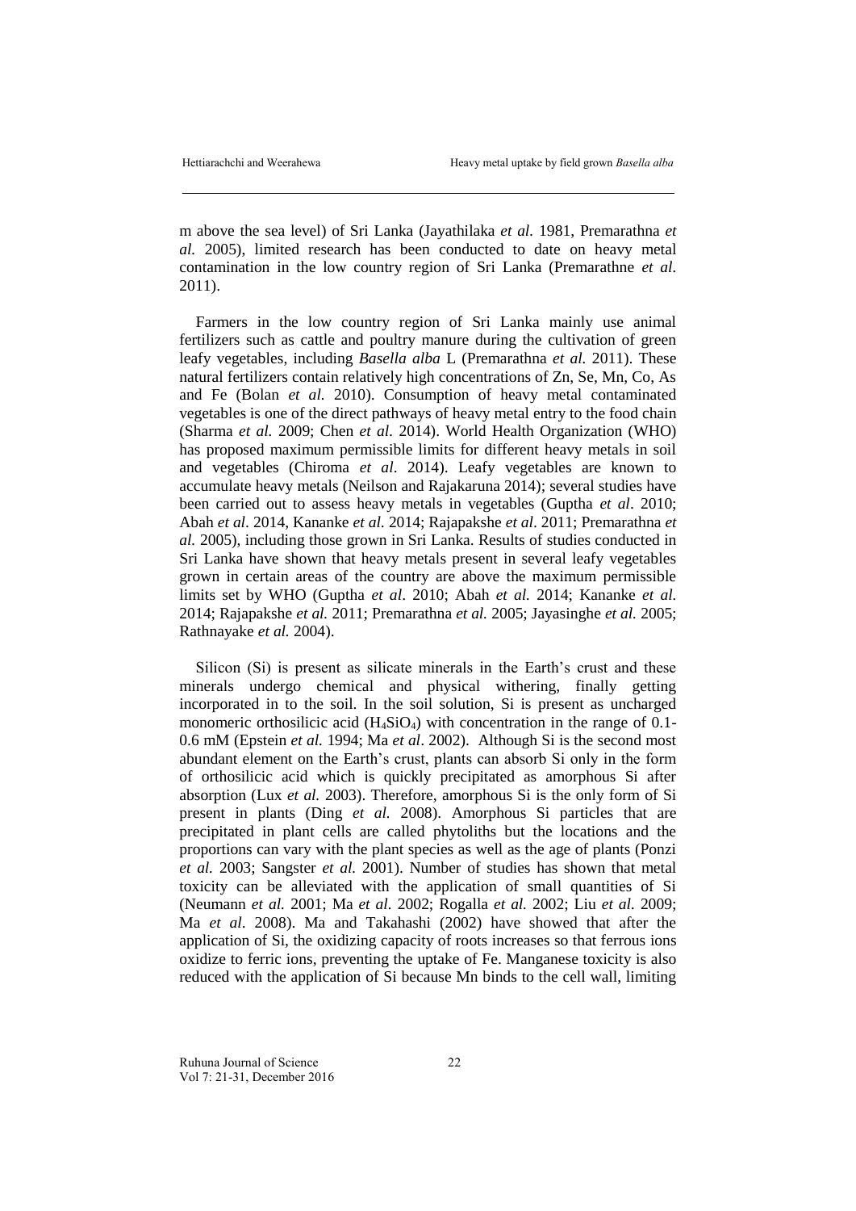m above the sea level) of Sri Lanka (Jayathilaka *et al.* 1981, Premarathna *et al.* 2005), limited research has been conducted to date on heavy metal contamination in the low country region of Sri Lanka (Premarathne *et al*. 2011).

Farmers in the low country region of Sri Lanka mainly use animal fertilizers such as cattle and poultry manure during the cultivation of green leafy vegetables, including *Basella alba* L (Premarathna *et al.* 2011). These natural fertilizers contain relatively high concentrations of Zn, Se, Mn, Co, As and Fe (Bolan *et al.* 2010). Consumption of heavy metal contaminated vegetables is one of the direct pathways of heavy metal entry to the food chain (Sharma *et al.* 2009; Chen *et al*. 2014). World Health Organization (WHO) has proposed maximum permissible limits for different heavy metals in soil and vegetables (Chiroma *et al*. 2014). Leafy vegetables are known to accumulate heavy metals (Neilson and Rajakaruna 2014); several studies have been carried out to assess heavy metals in vegetables (Guptha *et al*. 2010; Abah *et al*. 2014, Kananke *et al*. 2014; Rajapakshe *et al*. 2011; Premarathna *et al.* 2005), including those grown in Sri Lanka. Results of studies conducted in Sri Lanka have shown that heavy metals present in several leafy vegetables grown in certain areas of the country are above the maximum permissible limits set by WHO (Guptha *et al*. 2010; Abah *et al.* 2014; Kananke *et al.* 2014; Rajapakshe *et al.* 2011; Premarathna *et al.* 2005; Jayasinghe *et al.* 2005; Rathnayake *et al.* 2004).

Silicon (Si) is present as silicate minerals in the Earth's crust and these minerals undergo chemical and physical withering, finally getting incorporated in to the soil. In the soil solution, Si is present as uncharged monomeric orthosilicic acid ($H_4SiO_4$) with concentration in the range of 0.1-0.6 mM (Epstein *et al.* 1994; Ma *et al*. 2002). Although Si is the second most abundant element on the Earth's crust, plants can absorb Si only in the form of orthosilicic acid which is quickly precipitated as amorphous Si after absorption (Lux *et al.* 2003). Therefore, amorphous Si is the only form of Si present in plants (Ding *et al.* 2008). Amorphous Si particles that are precipitated in plant cells are called phytoliths but the locations and the proportions can vary with the plant species as well as the age of plants (Ponzi *et al.* 2003; Sangster *et al.* 2001). Number of studies has shown that metal toxicity can be alleviated with the application of small quantities of Si (Neumann *et al.* 2001; Ma *et al.* 2002; Rogalla *et al.* 2002; Liu *et al.* 2009; Ma *et al*. 2008). Ma and Takahashi (2002) have showed that after the application of Si, the oxidizing capacity of roots increases so that ferrous ions oxidize to ferric ions, preventing the uptake of Fe. Manganese toxicity is also reduced with the application of Si because Mn binds to the cell wall, limiting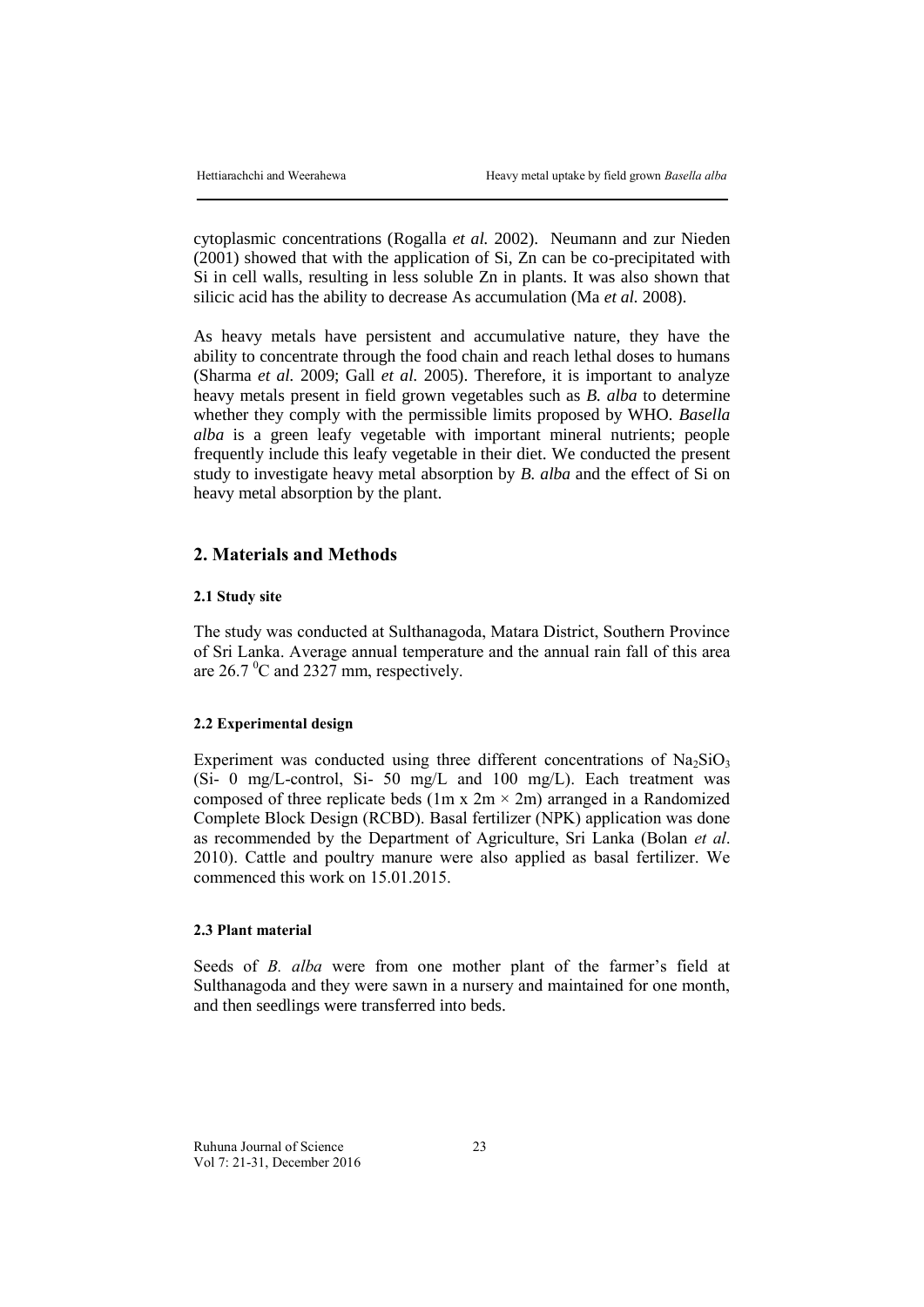cytoplasmic concentrations (Rogalla *et al.* 2002). Neumann and zur Nieden (2001) showed that with the application of Si, Zn can be co-precipitated with Si in cell walls, resulting in less soluble Zn in plants. It was also shown that silicic acid has the ability to decrease As accumulation (Ma *et al.* 2008).

As heavy metals have persistent and accumulative nature, they have the ability to concentrate through the food chain and reach lethal doses to humans (Sharma *et al.* 2009; Gall *et al.* 2005). Therefore, it is important to analyze heavy metals present in field grown vegetables such as *B. alba* to determine whether they comply with the permissible limits proposed by WHO. *Basella alba* is a green leafy vegetable with important mineral nutrients; people frequently include this leafy vegetable in their diet. We conducted the present study to investigate heavy metal absorption by *B. alba* and the effect of Si on heavy metal absorption by the plant.

## 2. Materials and Methods

### 2.1 Study site

The study was conducted at Sulthanagoda, Matara District, Southern Province of Sri Lanka. Average annual temperature and the annual rain fall of this area are 26.7 $^{0}$C and 2327 mm, respectively.

### 2.2 Experimental design

Experiment was conducted using three different concentrations of $Na_2SiO_3$ (Si- 0 mg/L-control, Si- 50 mg/L and 100 mg/L). Each treatment was composed of three replicate beds (1m x 2m × 2m) arranged in a Randomized Complete Block Design (RCBD). Basal fertilizer (NPK) application was done as recommended by the Department of Agriculture, Sri Lanka (Bolan *et al*. 2010). Cattle and poultry manure were also applied as basal fertilizer. We commenced this work on 15.01.2015.

### 2.3 Plant material

Seeds of *B. alba* were from one mother plant of the farmer's field at Sulthanagoda and they were sawn in a nursery and maintained for one month, and then seedlings were transferred into beds.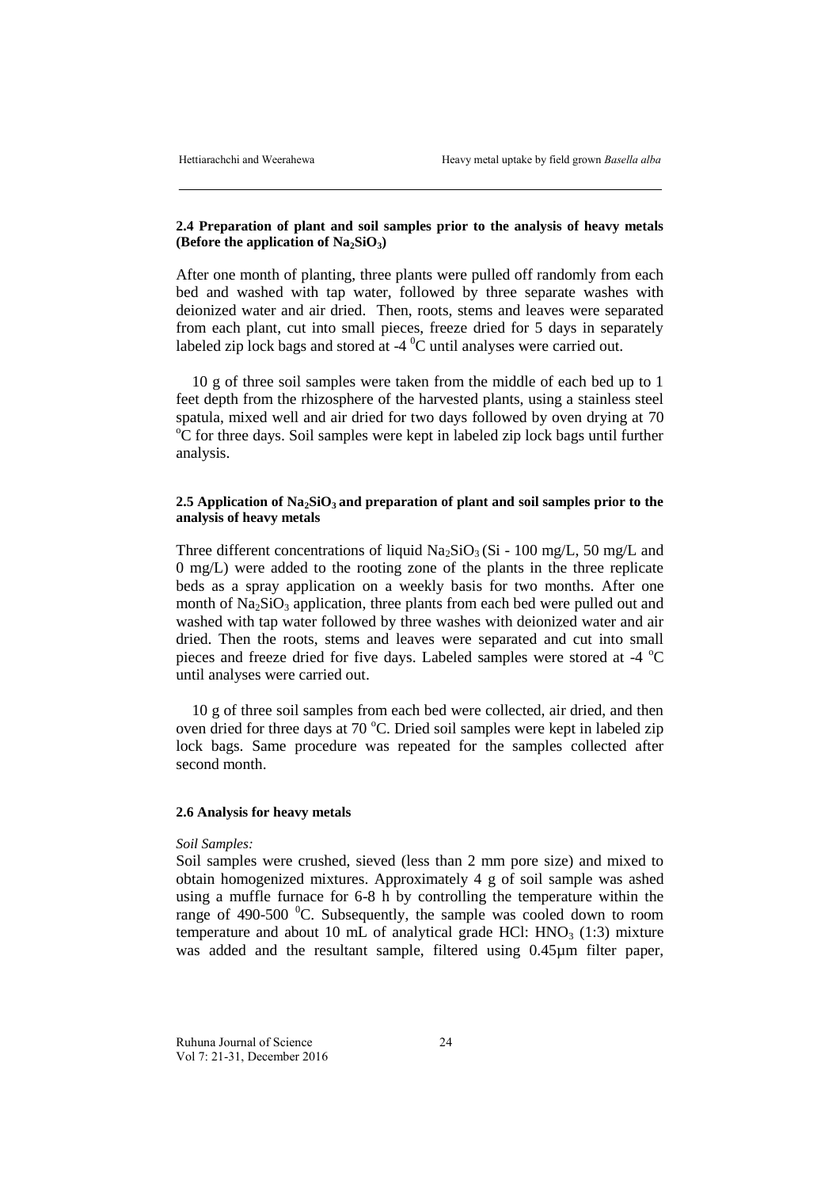### 2.4 Preparation of plant and soil samples prior to the analysis of heavy metals (Before the application of $Na_2SiO_3$)

After one month of planting, three plants were pulled off randomly from each bed and washed with tap water, followed by three separate washes with deionized water and air dried. Then, roots, stems and leaves were separated from each plant, cut into small pieces, freeze dried for 5 days in separately labeled zip lock bags and stored at -4 $^0$C until analyses were carried out.

10 g of three soil samples were taken from the middle of each bed up to 1 feet depth from the rhizosphere of the harvested plants, using a stainless steel spatula, mixed well and air dried for two days followed by oven drying at 70 $^o$C for three days. Soil samples were kept in labeled zip lock bags until further analysis.

### 2.5 Application of $Na_2SiO_3$ and preparation of plant and soil samples prior to the analysis of heavy metals

Three different concentrations of liquid $Na_2SiO_3$ (Si - 100 mg/L, 50 mg/L and 0 mg/L) were added to the rooting zone of the plants in the three replicate beds as a spray application on a weekly basis for two months. After one month of $Na_2SiO_3$ application, three plants from each bed were pulled out and washed with tap water followed by three washes with deionized water and air dried. Then the roots, stems and leaves were separated and cut into small pieces and freeze dried for five days. Labeled samples were stored at -4 $^o$C until analyses were carried out.

10 g of three soil samples from each bed were collected, air dried, and then oven dried for three days at 70 $^o$C. Dried soil samples were kept in labeled zip lock bags. Same procedure was repeated for the samples collected after second month.

### 2.6 Analysis for heavy metals

*Soil Samples:*
Soil samples were crushed, sieved (less than 2 mm pore size) and mixed to obtain homogenized mixtures. Approximately 4 g of soil sample was ashed using a muffle furnace for 6-8 h by controlling the temperature within the range of 490-500 $^0$C. Subsequently, the sample was cooled down to room temperature and about 10 mL of analytical grade HCl: $HNO_3$ (1:3) mixture was added and the resultant sample, filtered using 0.45µm filter paper,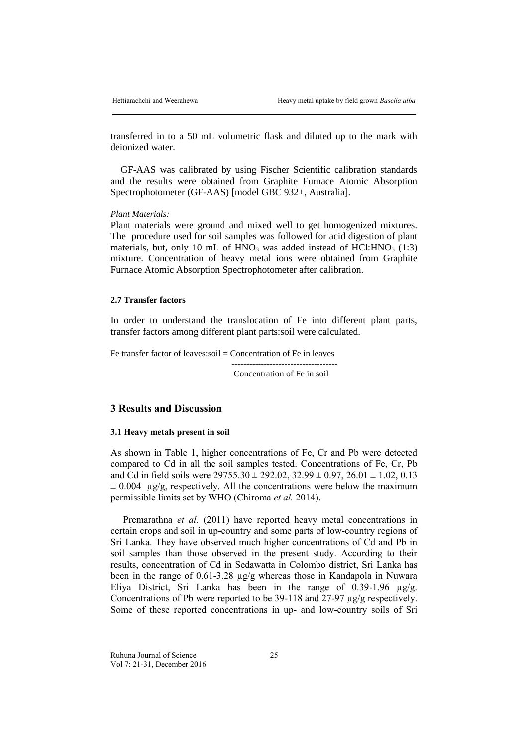transferred in to a 50 mL volumetric flask and diluted up to the mark with deionized water.

GF-AAS was calibrated by using Fischer Scientific calibration standards and the results were obtained from Graphite Furnace Atomic Absorption Spectrophotometer (GF-AAS) [model GBC 932+, Australia].

*Plant Materials:*

Plant materials were ground and mixed well to get homogenized mixtures. The procedure used for soil samples was followed for acid digestion of plant materials, but, only 10 mL of $HNO_3$ was added instead of $HCl:HNO_3$ (1:3) mixture. Concentration of heavy metal ions were obtained from Graphite Furnace Atomic Absorption Spectrophotometer after calibration.

#### 2.7 Transfer factors

In order to understand the translocation of Fe into different plant parts, transfer factors among different plant parts:soil were calculated.

$$\text{Fe transfer factor of leaves:soil} = \frac{\text{Concentration of Fe in leaves}}{\text{Concentration of Fe in soil}}$$

## 3 Results and Discussion

#### 3.1 Heavy metals present in soil

As shown in Table 1, higher concentrations of Fe, Cr and Pb were detected compared to Cd in all the soil samples tested. Concentrations of Fe, Cr, Pb and Cd in field soils were $29755.30 \pm 292.02$, $32.99 \pm 0.97$, $26.01 \pm 1.02$, $0.13 \pm 0.004$ µg/g, respectively. All the concentrations were below the maximum permissible limits set by WHO (Chiroma *et al.* 2014).

Premarathna *et al.* (2011) have reported heavy metal concentrations in certain crops and soil in up-country and some parts of low-country regions of Sri Lanka. They have observed much higher concentrations of Cd and Pb in soil samples than those observed in the present study. According to their results, concentration of Cd in Sedawatta in Colombo district, Sri Lanka has been in the range of 0.61-3.28 µg/g whereas those in Kandapola in Nuwara Eliya District, Sri Lanka has been in the range of 0.39-1.96 µg/g. Concentrations of Pb were reported to be 39-118 and 27-97 µg/g respectively. Some of these reported concentrations in up- and low-country soils of Sri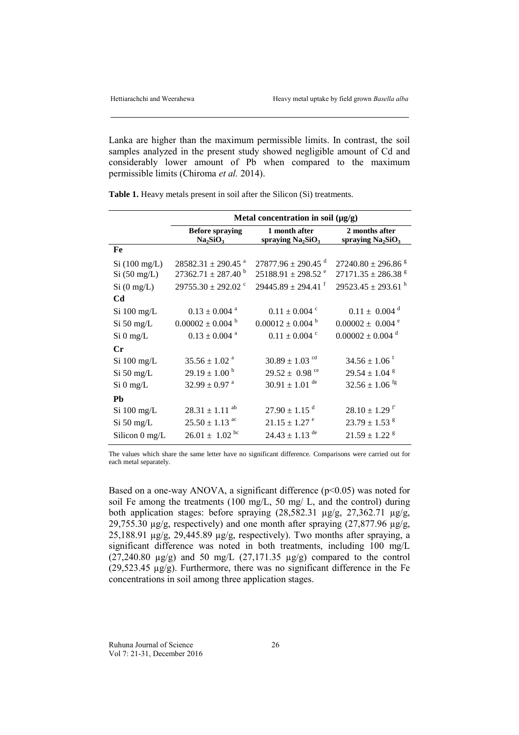Lanka are higher than the maximum permissible limits. In contrast, the soil samples analyzed in the present study showed negligible amount of Cd and considerably lower amount of Pb when compared to the maximum permissible limits (Chiroma *et al.* 2014).

**Table 1.** Heavy metals present in soil after the Silicon (Si) treatments.

| | Metal concentration in soil (µg/g) | | |
|---|---|---|---|
| | **Before spraying $Na_2SiO_3$** | **1 month after spraying $Na_2SiO_3$** | **2 months after spraying $Na_2SiO_3$** |
| **Fe** | | | |
| Si (100 mg/L) | $28582.31 \pm 290.45^{a}$ | $27877.96 \pm 290.45^{d}$ | $27240.80 \pm 296.86^{g}$ |
| Si (50 mg/L) | $27362.71 \pm 287.40^{b}$ | $25188.91 \pm 298.52^{e}$ | $27171.35 \pm 286.38^{g}$ |
| Si (0 mg/L) | $29755.30 \pm 292.02^{c}$ | $29445.89 \pm 294.41^{f}$ | $29523.45 \pm 293.61^{h}$ |
| **Cd** | | | |
| Si 100 mg/L | $0.13 \pm 0.004^{a}$ | $0.11 \pm 0.004^{c}$ | $0.11 \pm 0.004^{d}$ |
| Si 50 mg/L | $0.00002 \pm 0.004^{b}$ | $0.00012 \pm 0.004^{b}$ | $0.00002 \pm 0.004^{e}$ |
| Si 0 mg/L | $0.13 \pm 0.004^{a}$ | $0.11 \pm 0.004^{c}$ | $0.00002 \pm 0.004^{d}$ |
| **Cr** | | | |
| Si 100 mg/L | $35.56 \pm 1.02^{a}$ | $30.89 \pm 1.03^{cd}$ | $34.56 \pm 1.06^{f}$ |
| Si 50 mg/L | $29.19 \pm 1.00^{b}$ | $29.52 \pm 0.98^{ce}$ | $29.54 \pm 1.04^{g}$ |
| Si 0 mg/L | $32.99 \pm 0.97^{a}$ | $30.91 \pm 1.01^{de}$ | $32.56 \pm 1.06^{fg}$ |
| **Pb** | | | |
| Si 100 mg/L | $28.31 \pm 1.11^{ab}$ | $27.90 \pm 1.15^{d}$ | $28.10 \pm 1.29^{f}$ |
| Si 50 mg/L | $25.50 \pm 1.13^{ac}$ | $21.15 \pm 1.27^{e}$ | $23.79 \pm 1.53^{g}$ |
| Silicon 0 mg/L | $26.01 \pm 1.02^{bc}$ | $24.43 \pm 1.13^{de}$ | $21.59 \pm 1.22^{g}$ |

The values which share the same letter have no significant difference. Comparisons were carried out for each metal separately.

Based on a one-way ANOVA, a significant difference ($p<0.05$) was noted for soil Fe among the treatments (100 mg/L, 50 mg/ L, and the control) during both application stages: before spraying (28,582.31 µg/g, 27,362.71 µg/g, 29,755.30 µg/g, respectively) and one month after spraying (27,877.96 µg/g, 25,188.91 µg/g, 29,445.89 µg/g, respectively). Two months after spraying, a significant difference was noted in both treatments, including 100 mg/L (27,240.80 µg/g) and 50 mg/L (27,171.35 µg/g) compared to the control (29,523.45 µg/g). Furthermore, there was no significant difference in the Fe concentrations in soil among three application stages.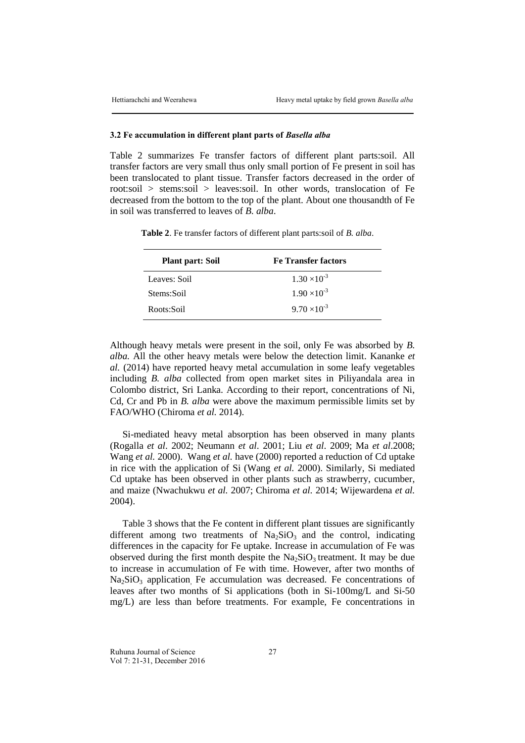### 3.2 Fe accumulation in different plant parts of *Basella alba*

Table 2 summarizes Fe transfer factors of different plant parts:soil. All transfer factors are very small thus only small portion of Fe present in soil has been translocated to plant tissue. Transfer factors decreased in the order of root:soil > stems:soil > leaves:soil. In other words, translocation of Fe decreased from the bottom to the top of the plant. About one thousandth of Fe in soil was transferred to leaves of *B. alba*.

**Table 2**. Fe transfer factors of different plant parts:soil of *B. alba*.

| Plant part: Soil | Fe Transfer factors |
|---|---|
| Leaves: Soil | $1.30 \times 10^{-3}$ |
| Stems:Soil | $1.90 \times 10^{-3}$ |
| Roots:Soil | $9.70 \times 10^{-3}$ |

Although heavy metals were present in the soil, only Fe was absorbed by *B. alba.* All the other heavy metals were below the detection limit. Kananke *et al.* (2014) have reported heavy metal accumulation in some leafy vegetables including *B. alba* collected from open market sites in Piliyandala area in Colombo district, Sri Lanka. According to their report, concentrations of Ni, Cd, Cr and Pb in *B. alba* were above the maximum permissible limits set by FAO/WHO (Chiroma *et al.* 2014).

Si-mediated heavy metal absorption has been observed in many plants (Rogalla *et al*. 2002; Neumann *et al*. 2001; Liu *et al*. 2009; Ma *et al*.2008; Wang *et al.* 2000). Wang *et al.* have (2000) reported a reduction of Cd uptake in rice with the application of Si (Wang *et al.* 2000). Similarly, Si mediated Cd uptake has been observed in other plants such as strawberry, cucumber, and maize (Nwachukwu *et al.* 2007; Chiroma *et al.* 2014; Wijewardena *et al.* 2004).

Table 3 shows that the Fe content in different plant tissues are significantly different among two treatments of $Na_2SiO_3$ and the control, indicating differences in the capacity for Fe uptake. Increase in accumulation of Fe was observed during the first month despite the $Na_2SiO_3$ treatment. It may be due to increase in accumulation of Fe with time. However, after two months of $Na_2SiO_3$ application, Fe accumulation was decreased. Fe concentrations of leaves after two months of Si applications (both in Si-100mg/L and Si-50 mg/L) are less than before treatments. For example, Fe concentrations in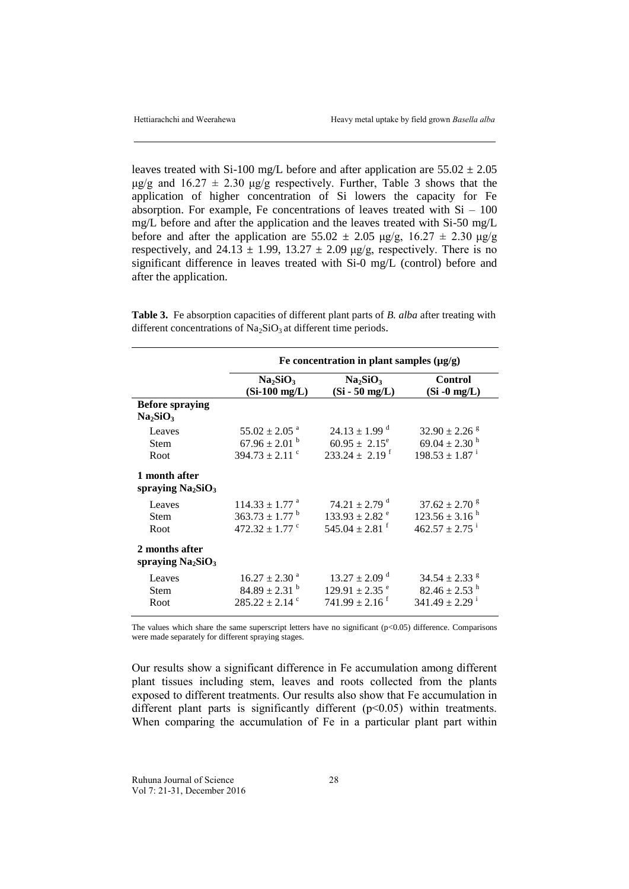leaves treated with Si-100 mg/L before and after application are $55.02 \pm 2.05$ μg/g and $16.27 \pm 2.30$ μg/g respectively. Further, Table 3 shows that the application of higher concentration of Si lowers the capacity for Fe absorption. For example, Fe concentrations of leaves treated with Si – 100 mg/L before and after the application and the leaves treated with Si-50 mg/L before and after the application are $55.02 \pm 2.05$ μg/g, $16.27 \pm 2.30$ μg/g respectively, and $24.13 \pm 1.99$, $13.27 \pm 2.09$ μg/g, respectively. There is no significant difference in leaves treated with Si-0 mg/L (control) before and after the application.

**Table 3.** Fe absorption capacities of different plant parts of *B. alba* after treating with different concentrations of $Na_2SiO_3$ at different time periods.

| | Fe concentration in plant samples (μg/g) | | |
|---|---|---|---|
| | $Na_2SiO_3$ (Si-100 mg/L) | $Na_2SiO_3$ (Si - 50 mg/L) | Control (Si -0 mg/L) |
| **Before spraying $Na_2SiO_3$** | | | |
| Leaves | $55.02 \pm 2.05^{a}$ | $24.13 \pm 1.99^{d}$ | $32.90 \pm 2.26^{g}$ |
| Stem | $67.96 \pm 2.01^{b}$ | $60.95 \pm 2.15^{e}$ | $69.04 \pm 2.30^{h}$ |
| Root | $394.73 \pm 2.11^{c}$ | $233.24 \pm 2.19^{f}$ | $198.53 \pm 1.87^{i}$ |
| **1 month after spraying $Na_2SiO_3$** | | | |
| Leaves | $114.33 \pm 1.77^{a}$ | $74.21 \pm 2.79^{d}$ | $37.62 \pm 2.70^{g}$ |
| Stem | $363.73 \pm 1.77^{b}$ | $133.93 \pm 2.82^{e}$ | $123.56 \pm 3.16^{h}$ |
| Root | $472.32 \pm 1.77^{c}$ | $545.04 \pm 2.81^{f}$ | $462.57 \pm 2.75^{i}$ |
| **2 months after spraying $Na_2SiO_3$** | | | |
| Leaves | $16.27 \pm 2.30^{a}$ | $13.27 \pm 2.09^{d}$ | $34.54 \pm 2.33^{g}$ |
| Stem | $84.89 \pm 2.31^{b}$ | $129.91 \pm 2.35^{e}$ | $82.46 \pm 2.53^{h}$ |
| Root | $285.22 \pm 2.14^{c}$ | $741.99 \pm 2.16^{f}$ | $341.49 \pm 2.29^{i}$ |

The values which share the same superscript letters have no significant ($p<0.05$) difference. Comparisons were made separately for different spraying stages.

Our results show a significant difference in Fe accumulation among different plant tissues including stem, leaves and roots collected from the plants exposed to different treatments. Our results also show that Fe accumulation in different plant parts is significantly different ($p<0.05$) within treatments. When comparing the accumulation of Fe in a particular plant part within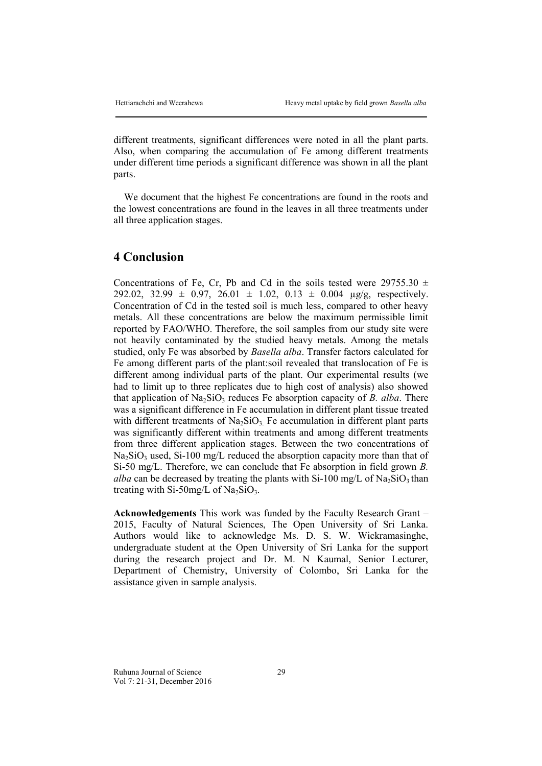different treatments, significant differences were noted in all the plant parts. Also, when comparing the accumulation of Fe among different treatments under different time periods a significant difference was shown in all the plant parts.

We document that the highest Fe concentrations are found in the roots and the lowest concentrations are found in the leaves in all three treatments under all three application stages.

## 4 Conclusion

Concentrations of Fe, Cr, Pb and Cd in the soils tested were 29755.30 ± 292.02, 32.99 ± 0.97, 26.01 ± 1.02, 0.13 ± 0.004 µg/g, respectively. Concentration of Cd in the tested soil is much less, compared to other heavy metals. All these concentrations are below the maximum permissible limit reported by FAO/WHO. Therefore, the soil samples from our study site were not heavily contaminated by the studied heavy metals. Among the metals studied, only Fe was absorbed by *Basella alba*. Transfer factors calculated for Fe among different parts of the plant:soil revealed that translocation of Fe is different among individual parts of the plant. Our experimental results (we had to limit up to three replicates due to high cost of analysis) also showed that application of $Na_2SiO_3$ reduces Fe absorption capacity of *B. alba*. There was a significant difference in Fe accumulation in different plant tissue treated with different treatments of $Na_2SiO_3$. Fe accumulation in different plant parts was significantly different within treatments and among different treatments from three different application stages. Between the two concentrations of $Na_2SiO_3$ used, Si-100 mg/L reduced the absorption capacity more than that of Si-50 mg/L. Therefore, we can conclude that Fe absorption in field grown *B. alba* can be decreased by treating the plants with Si-100 mg/L of $Na_2SiO_3$ than treating with Si-50mg/L of $Na_2SiO_3$.

**Acknowledgements** This work was funded by the Faculty Research Grant – 2015, Faculty of Natural Sciences, The Open University of Sri Lanka. Authors would like to acknowledge Ms. D. S. W. Wickramasinghe, undergraduate student at the Open University of Sri Lanka for the support during the research project and Dr. M. N Kaumal, Senior Lecturer, Department of Chemistry, University of Colombo, Sri Lanka for the assistance given in sample analysis.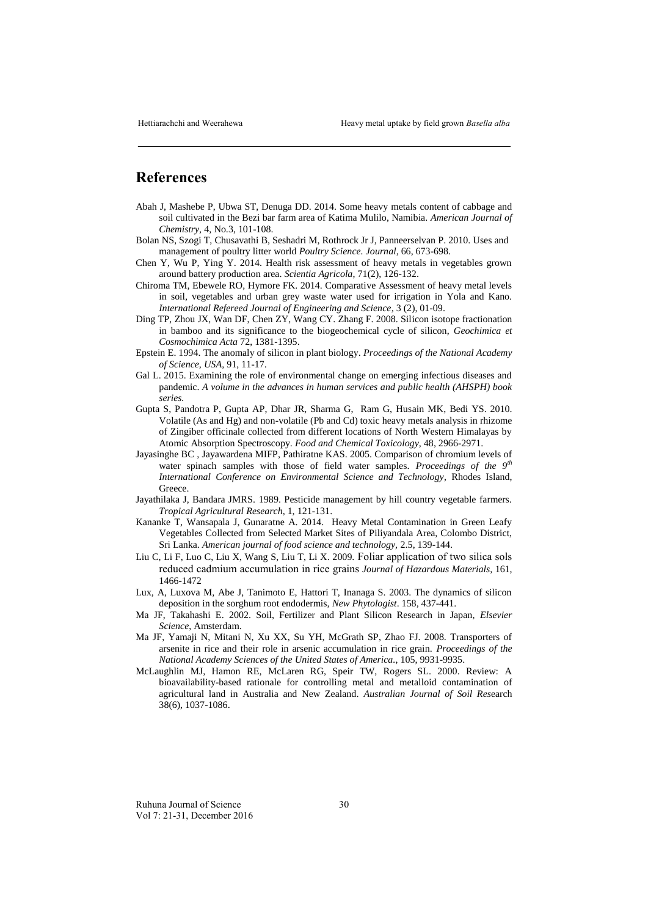## References

Abah J, Mashebe P, Ubwa ST, Denuga DD. 2014. Some heavy metals content of cabbage and soil cultivated in the Bezi bar farm area of Katima Mulilo, Namibia. *American Journal of Chemistry*, 4, No.3, 101-108.

Bolan NS, Szogi T, Chusavathi B, Seshadri M, Rothrock Jr J, Panneerselvan P. 2010. Uses and management of poultry litter world *Poultry Science. Journal*, 66, 673-698.

Chen Y, Wu P, Ying Y. 2014. Health risk assessment of heavy metals in vegetables grown around battery production area. *Scientia Agricola*, 71(2), 126-132.

Chiroma TM, Ebewele RO, Hymore FK. 2014. Comparative Assessment of heavy metal levels in soil, vegetables and urban grey waste water used for irrigation in Yola and Kano. *International Refereed Journal of Engineering and Science*, 3 (2), 01-09.

Ding TP, Zhou JX, Wan DF, Chen ZY, Wang CY. Zhang F. 2008. Silicon isotope fractionation in bamboo and its significance to the biogeochemical cycle of silicon, *Geochimica et Cosmochimica Acta* 72, 1381-1395.

Epstein E. 1994. The anomaly of silicon in plant biology. *Proceedings of the National Academy of Science, USA*, 91, 11-17.

Gal L. 2015. Examining the role of environmental change on emerging infectious diseases and pandemic. *A volume in the advances in human services and public health (AHSPH) book series.*

Gupta S, Pandotra P, Gupta AP, Dhar JR, Sharma G, Ram G, Husain MK, Bedi YS. 2010. Volatile (As and Hg) and non-volatile (Pb and Cd) toxic heavy metals analysis in rhizome of Zingiber officinale collected from different locations of North Western Himalayas by Atomic Absorption Spectroscopy. *Food and Chemical Toxicology*, 48, 2966-2971.

Jayasinghe BC , Jayawardena MIFP, Pathiratne KAS. 2005. Comparison of chromium levels of water spinach samples with those of field water samples. *Proceedings of the 9th International Conference on Environmental Science and Technology*, Rhodes Island, Greece.

Jayathilaka J, Bandara JMRS. 1989. Pesticide management by hill country vegetable farmers. *Tropical Agricultural Research*, 1, 121-131.

Kananke T, Wansapala J, Gunaratne A. 2014. Heavy Metal Contamination in Green Leafy Vegetables Collected from Selected Market Sites of Piliyandala Area, Colombo District, Sri Lanka. *American journal of food science and technology*, 2.5, 139-144.

Liu C, Li F, Luo C, Liu X, Wang S, Liu T, Li X. 2009. Foliar application of two silica sols reduced cadmium accumulation in rice grains *Journal of Hazardous Materials*, 161, 1466-1472

Lux, A, Luxova M, Abe J, Tanimoto E, Hattori T, Inanaga S. 2003. The dynamics of silicon deposition in the sorghum root endodermis, *New Phytologist*. 158, 437-441.

Ma JF, Takahashi E. 2002. Soil, Fertilizer and Plant Silicon Research in Japan, *Elsevier Science*, Amsterdam.

Ma JF, Yamaji N, Mitani N, Xu XX, Su YH, McGrath SP, Zhao FJ. 2008. Transporters of arsenite in rice and their role in arsenic accumulation in rice grain. *Proceedings of the National Academy Sciences of the United States of America*., 105, 9931-9935.

McLaughlin MJ, Hamon RE, McLaren RG, Speir TW, Rogers SL. 2000. Review: A bioavailability-based rationale for controlling metal and metalloid contamination of agricultural land in Australia and New Zealand. *Australian Journal of Soil Res*earch 38(6), 1037-1086.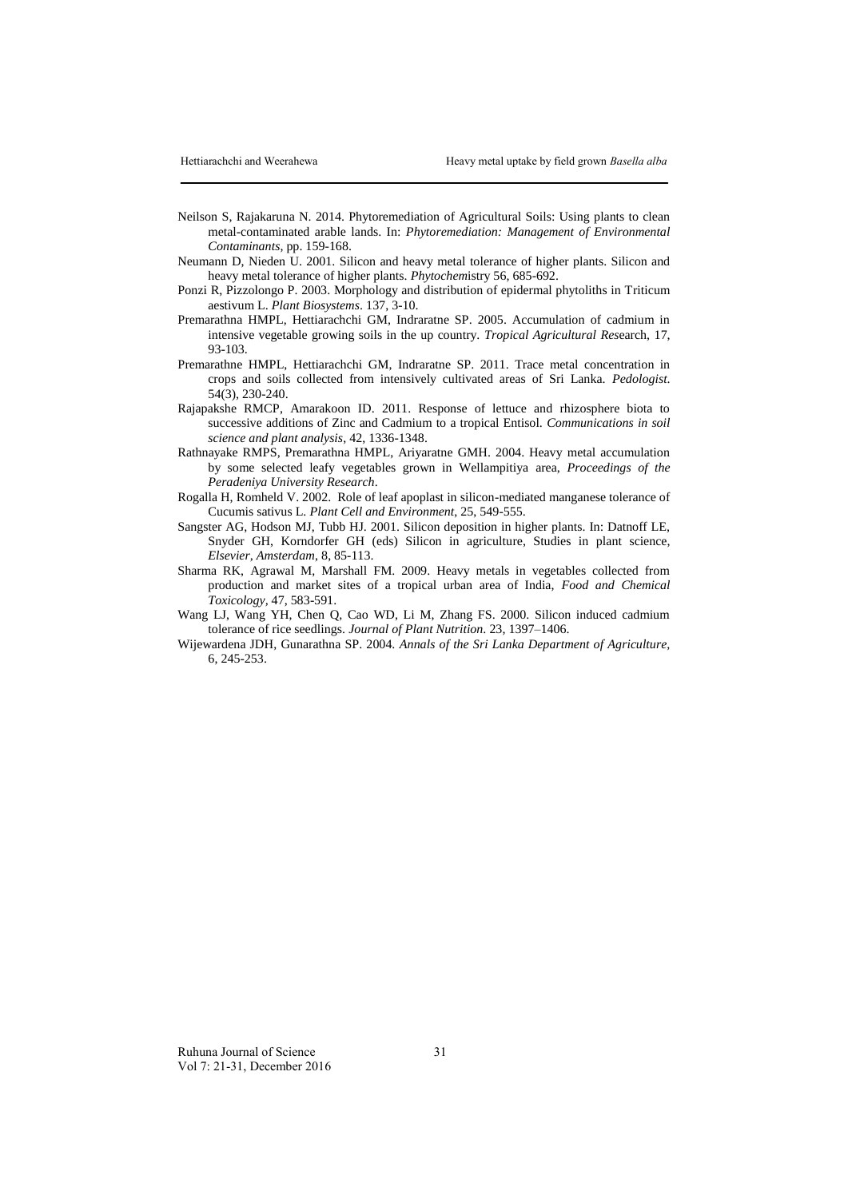Neilson S, Rajakaruna N. 2014. Phytoremediation of Agricultural Soils: Using plants to clean metal-contaminated arable lands. In: *Phytoremediation: Management of Environmental Contaminants*, pp. 159-168.

Neumann D, Nieden U. 2001. Silicon and heavy metal tolerance of higher plants. Silicon and heavy metal tolerance of higher plants. *Phytochem*istry 56, 685-692.

Ponzi R, Pizzolongo P. 2003. Morphology and distribution of epidermal phytoliths in Triticum aestivum L. *Plant Biosystems*. 137, 3-10.

Premarathna HMPL, Hettiarachchi GM, Indraratne SP. 2005. Accumulation of cadmium in intensive vegetable growing soils in the up country. *Tropical Agricultural Res*earch, 17, 93-103.

Premarathne HMPL, Hettiarachchi GM, Indraratne SP. 2011. Trace metal concentration in crops and soils collected from intensively cultivated areas of Sri Lanka. *Pedologist.* 54(3), 230-240.

Rajapakshe RMCP, Amarakoon ID. 2011. Response of lettuce and rhizosphere biota to successive additions of Zinc and Cadmium to a tropical Entisol. *Communications in soil science and plant analysis*, 42, 1336-1348.

Rathnayake RMPS, Premarathna HMPL, Ariyaratne GMH. 2004. Heavy metal accumulation by some selected leafy vegetables grown in Wellampitiya area, *Proceedings of the Peradeniya University Research*.

Rogalla H, Romheld V. 2002. Role of leaf apoplast in silicon-mediated manganese tolerance of Cucumis sativus L. *Plant Cell and Environment*, 25, 549-555.

Sangster AG, Hodson MJ, Tubb HJ. 2001. Silicon deposition in higher plants. In: Datnoff LE, Snyder GH, Korndorfer GH (eds) Silicon in agriculture, Studies in plant science, *Elsevier, Amsterdam*, 8, 85-113.

Sharma RK, Agrawal M, Marshall FM. 2009. Heavy metals in vegetables collected from production and market sites of a tropical urban area of India, *Food and Chemical Toxicology*, 47, 583-591.

Wang LJ, Wang YH, Chen Q, Cao WD, Li M, Zhang FS. 2000. Silicon induced cadmium tolerance of rice seedlings. *Journal of Plant Nutrition*. 23, 1397–1406.

Wijewardena JDH, Gunarathna SP. 2004. *Annals of the Sri Lanka Department of Agriculture*, 6, 245-253.